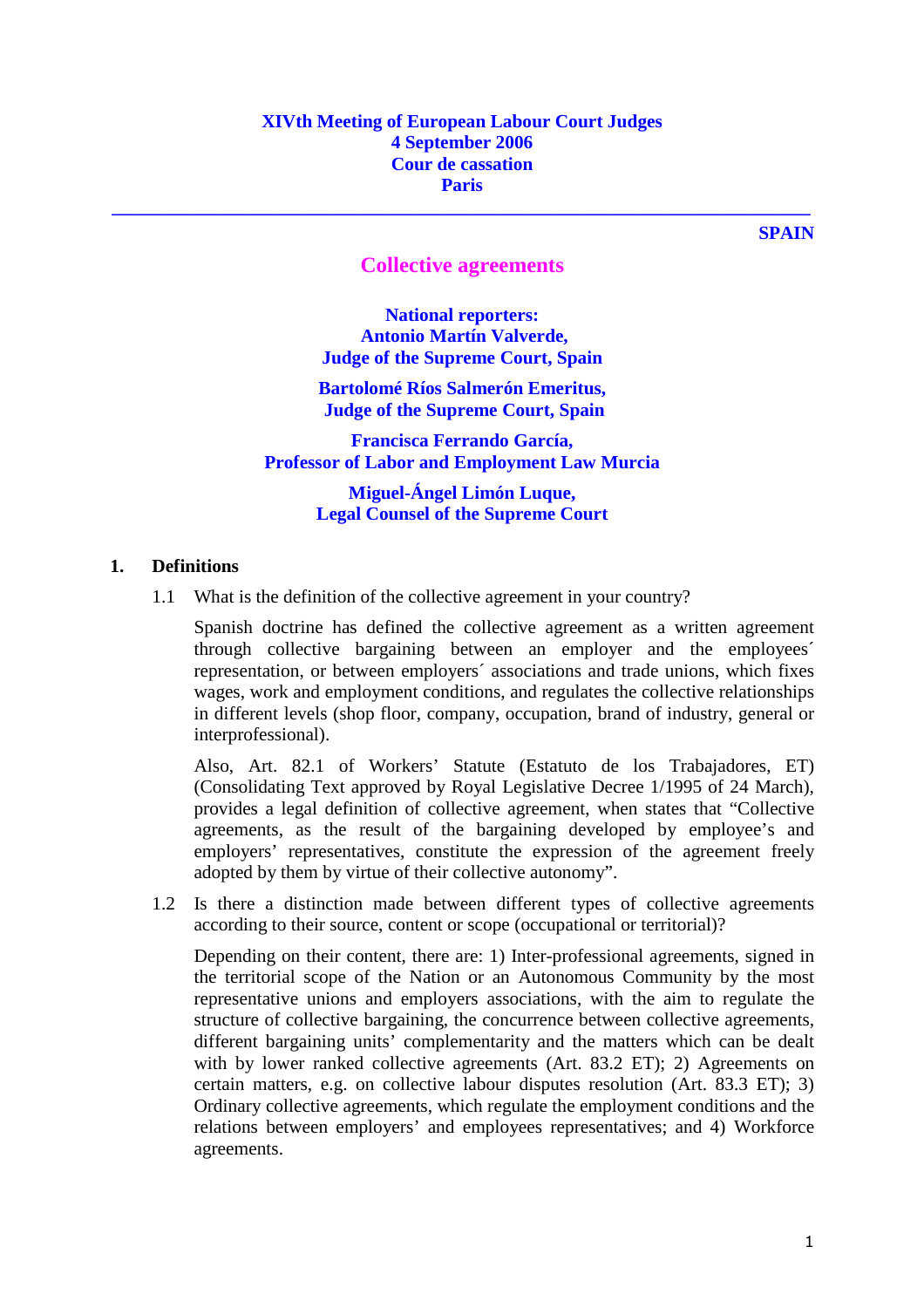**XIVth Meeting of European Labour Court Judges**
**4 September 2006**
**Cour de cassation**
**Paris**

---

**SPAIN**

# Collective agreements

**National reporters:**
**Antonio Martín Valverde,**
**Judge of the Supreme Court, Spain**

**Bartolomé Ríos Salmerón Emeritus,**
**Judge of the Supreme Court, Spain**

**Francisca Ferrando García,**
**Professor of Labor and Employment Law Murcia**

**Miguel-Ángel Limón Luque,**
**Legal Counsel of the Supreme Court**

## 1. Definitions

1.1 What is the definition of the collective agreement in your country?

Spanish doctrine has defined the collective agreement as a written agreement through collective bargaining between an employer and the employees´ representation, or between employers´ associations and trade unions, which fixes wages, work and employment conditions, and regulates the collective relationships in different levels (shop floor, company, occupation, brand of industry, general or interprofessional).

Also, Art. 82.1 of Workers' Statute (Estatuto de los Trabajadores, ET) (Consolidating Text approved by Royal Legislative Decree 1/1995 of 24 March), provides a legal definition of collective agreement, when states that "Collective agreements, as the result of the bargaining developed by employee's and employers' representatives, constitute the expression of the agreement freely adopted by them by virtue of their collective autonomy".

1.2 Is there a distinction made between different types of collective agreements according to their source, content or scope (occupational or territorial)?

Depending on their content, there are: 1) Inter-professional agreements, signed in the territorial scope of the Nation or an Autonomous Community by the most representative unions and employers associations, with the aim to regulate the structure of collective bargaining, the concurrence between collective agreements, different bargaining units' complementarity and the matters which can be dealt with by lower ranked collective agreements (Art. 83.2 ET); 2) Agreements on certain matters, e.g. on collective labour disputes resolution (Art. 83.3 ET); 3) Ordinary collective agreements, which regulate the employment conditions and the relations between employers' and employees representatives; and 4) Workforce agreements.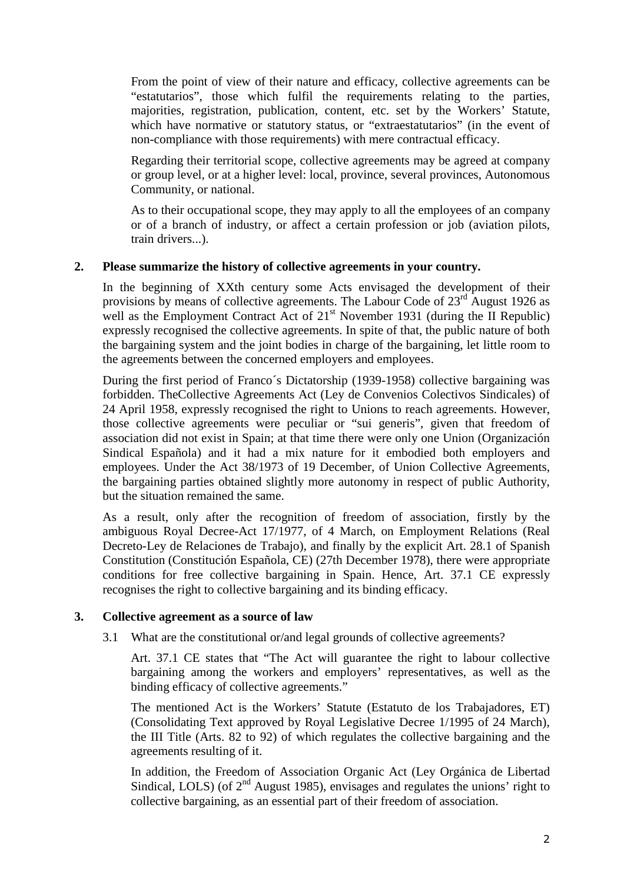From the point of view of their nature and efficacy, collective agreements can be "estatutarios", those which fulfil the requirements relating to the parties, majorities, registration, publication, content, etc. set by the Workers' Statute, which have normative or statutory status, or "extraestatutarios" (in the event of non-compliance with those requirements) with mere contractual efficacy.

Regarding their territorial scope, collective agreements may be agreed at company or group level, or at a higher level: local, province, several provinces, Autonomous Community, or national.

As to their occupational scope, they may apply to all the employees of an company or of a branch of industry, or affect a certain profession or job (aviation pilots, train drivers...).

## 2. Please summarize the history of collective agreements in your country.

In the beginning of XXth century some Acts envisaged the development of their provisions by means of collective agreements. The Labour Code of 23rd August 1926 as well as the Employment Contract Act of 21st November 1931 (during the II Republic) expressly recognised the collective agreements. In spite of that, the public nature of both the bargaining system and the joint bodies in charge of the bargaining, let little room to the agreements between the concerned employers and employees.

During the first period of Franco´s Dictatorship (1939-1958) collective bargaining was forbidden. TheCollective Agreements Act (Ley de Convenios Colectivos Sindicales) of 24 April 1958, expressly recognised the right to Unions to reach agreements. However, those collective agreements were peculiar or "sui generis", given that freedom of association did not exist in Spain; at that time there were only one Union (Organización Sindical Española) and it had a mix nature for it embodied both employers and employees. Under the Act 38/1973 of 19 December, of Union Collective Agreements, the bargaining parties obtained slightly more autonomy in respect of public Authority, but the situation remained the same.

As a result, only after the recognition of freedom of association, firstly by the ambiguous Royal Decree-Act 17/1977, of 4 March, on Employment Relations (Real Decreto-Ley de Relaciones de Trabajo), and finally by the explicit Art. 28.1 of Spanish Constitution (Constitución Española, CE) (27th December 1978), there were appropriate conditions for free collective bargaining in Spain. Hence, Art. 37.1 CE expressly recognises the right to collective bargaining and its binding efficacy.

## 3. Collective agreement as a source of law

3.1 What are the constitutional or/and legal grounds of collective agreements?

Art. 37.1 CE states that "The Act will guarantee the right to labour collective bargaining among the workers and employers' representatives, as well as the binding efficacy of collective agreements."

The mentioned Act is the Workers' Statute (Estatuto de los Trabajadores, ET) (Consolidating Text approved by Royal Legislative Decree 1/1995 of 24 March), the III Title (Arts. 82 to 92) of which regulates the collective bargaining and the agreements resulting of it.

In addition, the Freedom of Association Organic Act (Ley Orgánica de Libertad Sindical, LOLS) (of 2nd August 1985), envisages and regulates the unions' right to collective bargaining, as an essential part of their freedom of association.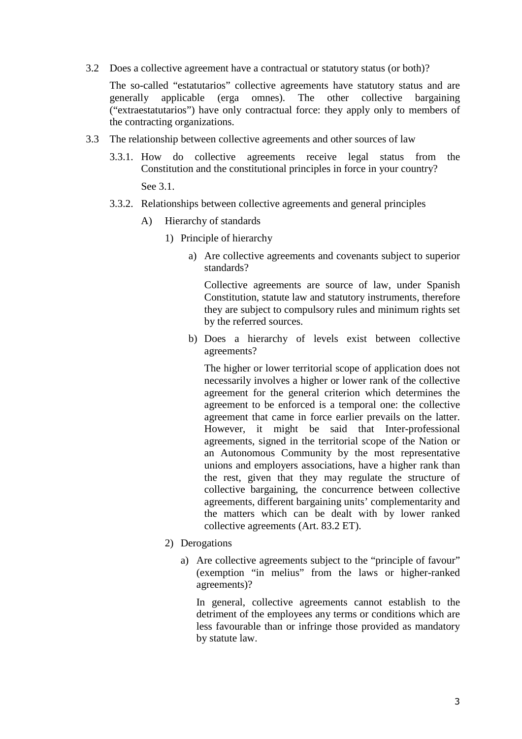3.2 Does a collective agreement have a contractual or statutory status (or both)?

The so-called "estatutarios" collective agreements have statutory status and are generally applicable (erga omnes). The other collective bargaining ("extraestatutarios") have only contractual force: they apply only to members of the contracting organizations.

3.3 The relationship between collective agreements and other sources of law

3.3.1. How do collective agreements receive legal status from the Constitution and the constitutional principles in force in your country?

See 3.1.

3.3.2. Relationships between collective agreements and general principles

A) Hierarchy of standards

1) Principle of hierarchy

a) Are collective agreements and covenants subject to superior standards?

Collective agreements are source of law, under Spanish Constitution, statute law and statutory instruments, therefore they are subject to compulsory rules and minimum rights set by the referred sources.

b) Does a hierarchy of levels exist between collective agreements?

The higher or lower territorial scope of application does not necessarily involves a higher or lower rank of the collective agreement for the general criterion which determines the agreement to be enforced is a temporal one: the collective agreement that came in force earlier prevails on the latter. However, it might be said that Inter-professional agreements, signed in the territorial scope of the Nation or an Autonomous Community by the most representative unions and employers associations, have a higher rank than the rest, given that they may regulate the structure of collective bargaining, the concurrence between collective agreements, different bargaining units' complementarity and the matters which can be dealt with by lower ranked collective agreements (Art. 83.2 ET).

2) Derogations

a) Are collective agreements subject to the "principle of favour" (exemption "in melius" from the laws or higher-ranked agreements)?

In general, collective agreements cannot establish to the detriment of the employees any terms or conditions which are less favourable than or infringe those provided as mandatory by statute law.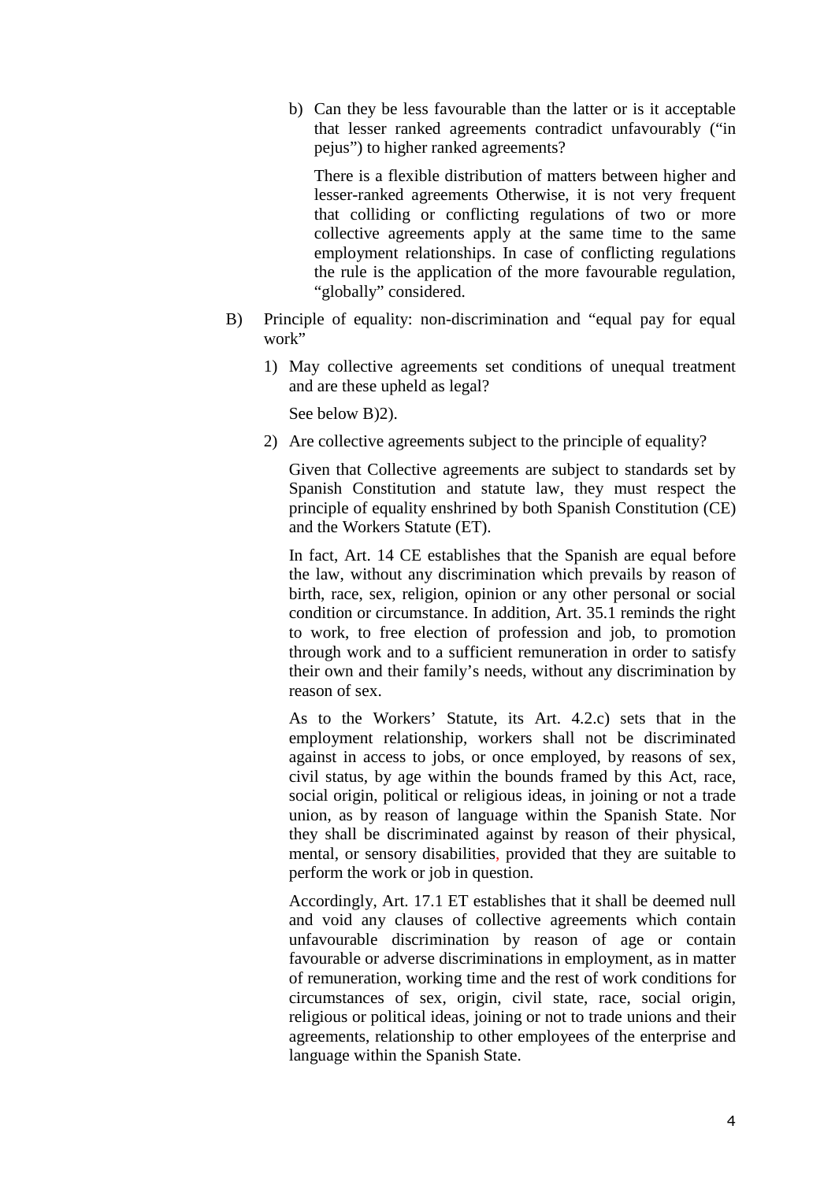b) Can they be less favourable than the latter or is it acceptable that lesser ranked agreements contradict unfavourably ("in pejus") to higher ranked agreements?

   There is a flexible distribution of matters between higher and lesser-ranked agreements Otherwise, it is not very frequent that colliding or conflicting regulations of two or more collective agreements apply at the same time to the same employment relationships. In case of conflicting regulations the rule is the application of the more favourable regulation, "globally" considered.

B) Principle of equality: non-discrimination and "equal pay for equal work"

1) May collective agreements set conditions of unequal treatment and are these upheld as legal?

   See below B)2).

2) Are collective agreements subject to the principle of equality?

   Given that Collective agreements are subject to standards set by Spanish Constitution and statute law, they must respect the principle of equality enshrined by both Spanish Constitution (CE) and the Workers Statute (ET).

   In fact, Art. 14 CE establishes that the Spanish are equal before the law, without any discrimination which prevails by reason of birth, race, sex, religion, opinion or any other personal or social condition or circumstance. In addition, Art. 35.1 reminds the right to work, to free election of profession and job, to promotion through work and to a sufficient remuneration in order to satisfy their own and their family's needs, without any discrimination by reason of sex.

   As to the Workers' Statute, its Art. 4.2.c) sets that in the employment relationship, workers shall not be discriminated against in access to jobs, or once employed, by reasons of sex, civil status, by age within the bounds framed by this Act, race, social origin, political or religious ideas, in joining or not a trade union, as by reason of language within the Spanish State. Nor they shall be discriminated against by reason of their physical, mental, or sensory disabilities, provided that they are suitable to perform the work or job in question.

   Accordingly, Art. 17.1 ET establishes that it shall be deemed null and void any clauses of collective agreements which contain unfavourable discrimination by reason of age or contain favourable or adverse discriminations in employment, as in matter of remuneration, working time and the rest of work conditions for circumstances of sex, origin, civil state, race, social origin, religious or political ideas, joining or not to trade unions and their agreements, relationship to other employees of the enterprise and language within the Spanish State.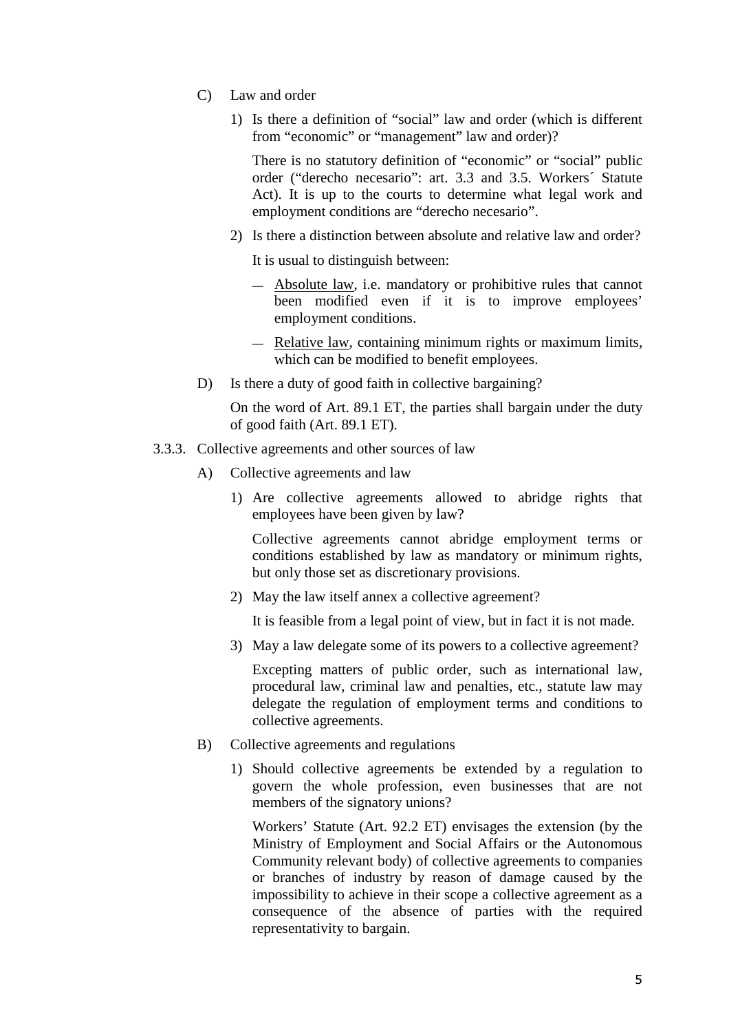C) Law and order

1) Is there a definition of "social" law and order (which is different from "economic" or "management" law and order)?

   There is no statutory definition of "economic" or "social" public order ("derecho necesario": art. 3.3 and 3.5. Workers´ Statute Act). It is up to the courts to determine what legal work and employment conditions are "derecho necesario".

2) Is there a distinction between absolute and relative law and order?

   It is usual to distinguish between:

   — Absolute law, i.e. mandatory or prohibitive rules that cannot been modified even if it is to improve employees' employment conditions.

   — Relative law, containing minimum rights or maximum limits, which can be modified to benefit employees.

D) Is there a duty of good faith in collective bargaining?

   On the word of Art. 89.1 ET, the parties shall bargain under the duty of good faith (Art. 89.1 ET).

3.3.3. Collective agreements and other sources of law

A) Collective agreements and law

1) Are collective agreements allowed to abridge rights that employees have been given by law?

   Collective agreements cannot abridge employment terms or conditions established by law as mandatory or minimum rights, but only those set as discretionary provisions.

2) May the law itself annex a collective agreement?

   It is feasible from a legal point of view, but in fact it is not made.

3) May a law delegate some of its powers to a collective agreement?

   Excepting matters of public order, such as international law, procedural law, criminal law and penalties, etc., statute law may delegate the regulation of employment terms and conditions to collective agreements.

B) Collective agreements and regulations

1) Should collective agreements be extended by a regulation to govern the whole profession, even businesses that are not members of the signatory unions?

   Workers' Statute (Art. 92.2 ET) envisages the extension (by the Ministry of Employment and Social Affairs or the Autonomous Community relevant body) of collective agreements to companies or branches of industry by reason of damage caused by the impossibility to achieve in their scope a collective agreement as a consequence of the absence of parties with the required representativity to bargain.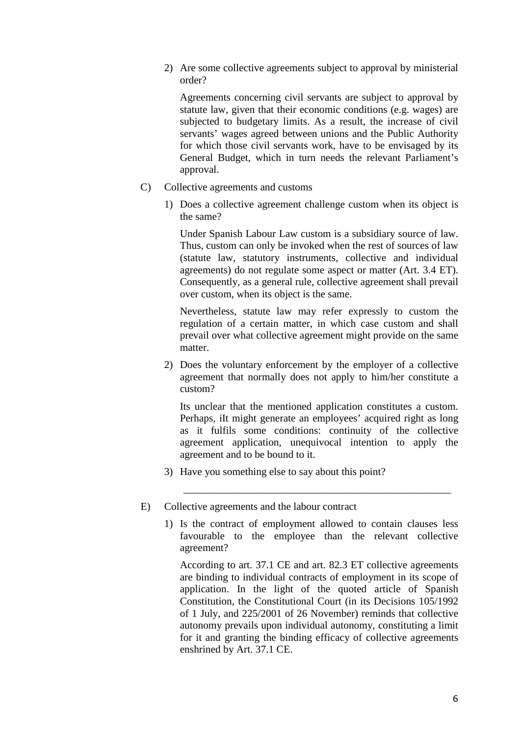2) Are some collective agreements subject to approval by ministerial order?

   Agreements concerning civil servants are subject to approval by statute law, given that their economic conditions (e.g. wages) are subjected to budgetary limits. As a result, the increase of civil servants' wages agreed between unions and the Public Authority for which those civil servants work, have to be envisaged by its General Budget, which in turn needs the relevant Parliament's approval.

C) Collective agreements and customs

1) Does a collective agreement challenge custom when its object is the same?

   Under Spanish Labour Law custom is a subsidiary source of law. Thus, custom can only be invoked when the rest of sources of law (statute law, statutory instruments, collective and individual agreements) do not regulate some aspect or matter (Art. 3.4 ET). Consequently, as a general rule, collective agreement shall prevail over custom, when its object is the same.

   Nevertheless, statute law may refer expressly to custom the regulation of a certain matter, in which case custom and shall prevail over what collective agreement might provide on the same matter.

2) Does the voluntary enforcement by the employer of a collective agreement that normally does not apply to him/her constitute a custom?

   Its unclear that the mentioned application constitutes a custom. Perhaps, iIt might generate an employees' acquired right as long as it fulfils some conditions: continuity of the collective agreement application, unequivocal intention to apply the agreement and to be bound to it.

3) Have you something else to say about this point?

   ______________________________________________

E) Collective agreements and the labour contract

1) Is the contract of employment allowed to contain clauses less favourable to the employee than the relevant collective agreement?

   According to art. 37.1 CE and art. 82.3 ET collective agreements are binding to individual contracts of employment in its scope of application. In the light of the quoted article of Spanish Constitution, the Constitutional Court (in its Decisions 105/1992 of 1 July, and 225/2001 of 26 November) reminds that collective autonomy prevails upon individual autonomy, constituting a limit for it and granting the binding efficacy of collective agreements enshrined by Art. 37.1 CE.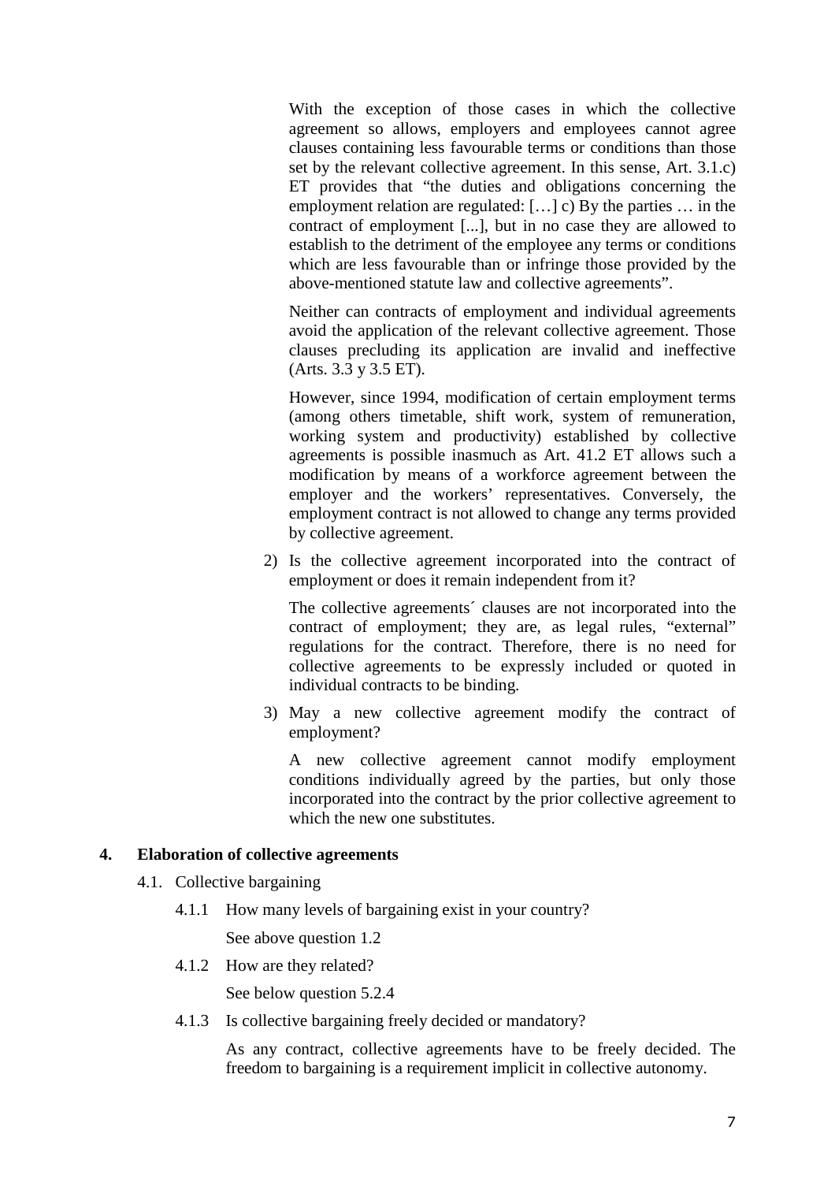With the exception of those cases in which the collective agreement so allows, employers and employees cannot agree clauses containing less favourable terms or conditions than those set by the relevant collective agreement. In this sense, Art. 3.1.c) ET provides that "the duties and obligations concerning the employment relation are regulated: […] c) By the parties … in the contract of employment [...], but in no case they are allowed to establish to the detriment of the employee any terms or conditions which are less favourable than or infringe those provided by the above-mentioned statute law and collective agreements".

Neither can contracts of employment and individual agreements avoid the application of the relevant collective agreement. Those clauses precluding its application are invalid and ineffective (Arts. 3.3 y 3.5 ET).

However, since 1994, modification of certain employment terms (among others timetable, shift work, system of remuneration, working system and productivity) established by collective agreements is possible inasmuch as Art. 41.2 ET allows such a modification by means of a workforce agreement between the employer and the workers' representatives. Conversely, the employment contract is not allowed to change any terms provided by collective agreement.

2) Is the collective agreement incorporated into the contract of employment or does it remain independent from it?

   The collective agreements´ clauses are not incorporated into the contract of employment; they are, as legal rules, "external" regulations for the contract. Therefore, there is no need for collective agreements to be expressly included or quoted in individual contracts to be binding.

3) May a new collective agreement modify the contract of employment?

   A new collective agreement cannot modify employment conditions individually agreed by the parties, but only those incorporated into the contract by the prior collective agreement to which the new one substitutes.

## 4. Elaboration of collective agreements

### 4.1. Collective bargaining

#### 4.1.1 How many levels of bargaining exist in your country?

See above question 1.2

#### 4.1.2 How are they related?

See below question 5.2.4

#### 4.1.3 Is collective bargaining freely decided or mandatory?

As any contract, collective agreements have to be freely decided. The freedom to bargaining is a requirement implicit in collective autonomy.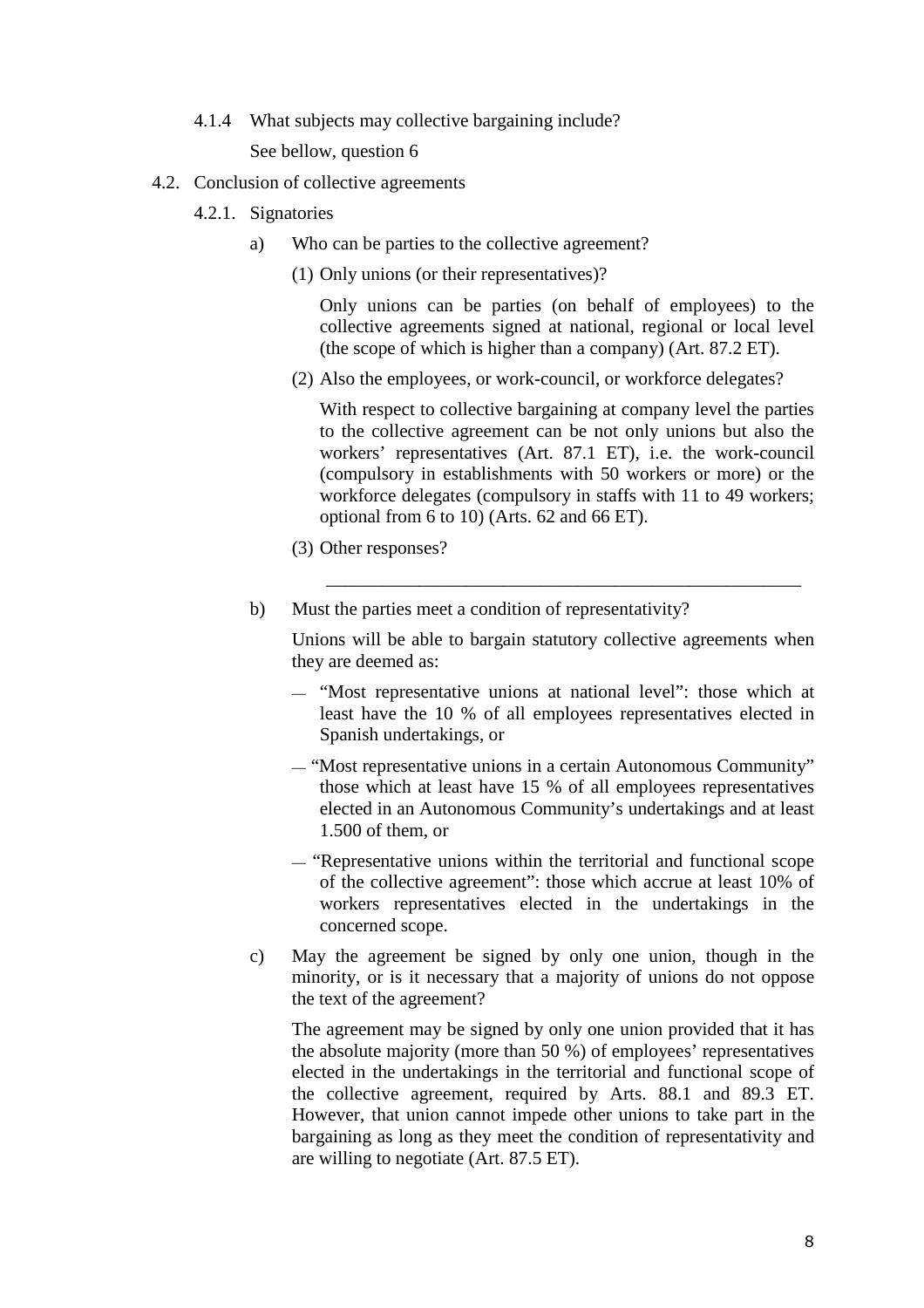4.1.4 What subjects may collective bargaining include?

See bellow, question 6

## 4.2. Conclusion of collective agreements

### 4.2.1. Signatories

a) Who can be parties to the collective agreement?

(1) Only unions (or their representatives)?

Only unions can be parties (on behalf of employees) to the collective agreements signed at national, regional or local level (the scope of which is higher than a company) (Art. 87.2 ET).

(2) Also the employees, or work-council, or workforce delegates?

With respect to collective bargaining at company level the parties to the collective agreement can be not only unions but also the workers' representatives (Art. 87.1 ET), i.e. the work-council (compulsory in establishments with 50 workers or more) or the workforce delegates (compulsory in staffs with 11 to 49 workers; optional from 6 to 10) (Arts. 62 and 66 ET).

(3) Other responses?

---

b) Must the parties meet a condition of representativity?

Unions will be able to bargain statutory collective agreements when they are deemed as:

- "Most representative unions at national level": those which at least have the 10 % of all employees representatives elected in Spanish undertakings, or
- "Most representative unions in a certain Autonomous Community" those which at least have 15 % of all employees representatives elected in an Autonomous Community's undertakings and at least 1.500 of them, or
- "Representative unions within the territorial and functional scope of the collective agreement": those which accrue at least 10% of workers representatives elected in the undertakings in the concerned scope.

c) May the agreement be signed by only one union, though in the minority, or is it necessary that a majority of unions do not oppose the text of the agreement?

The agreement may be signed by only one union provided that it has the absolute majority (more than 50 %) of employees' representatives elected in the undertakings in the territorial and functional scope of the collective agreement, required by Arts. 88.1 and 89.3 ET. However, that union cannot impede other unions to take part in the bargaining as long as they meet the condition of representativity and are willing to negotiate (Art. 87.5 ET).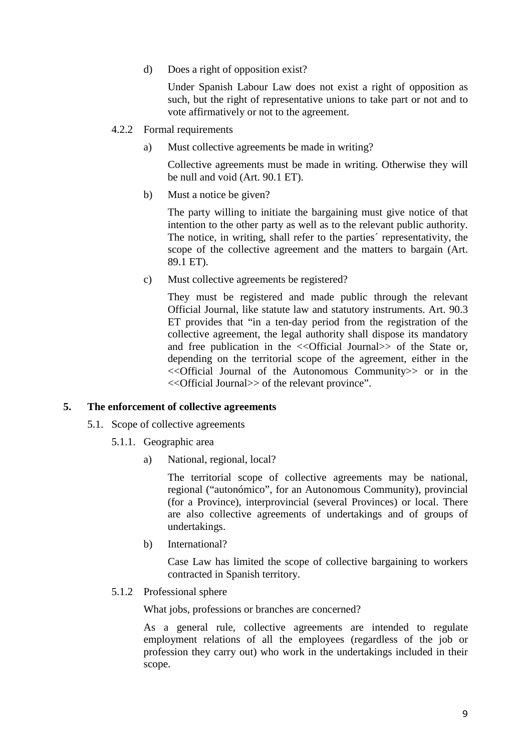d) Does a right of opposition exist?

Under Spanish Labour Law does not exist a right of opposition as such, but the right of representative unions to take part or not and to vote affirmatively or not to the agreement.

4.2.2 Formal requirements

a) Must collective agreements be made in writing?

Collective agreements must be made in writing. Otherwise they will be null and void (Art. 90.1 ET).

b) Must a notice be given?

The party willing to initiate the bargaining must give notice of that intention to the other party as well as to the relevant public authority. The notice, in writing, shall refer to the parties´ representativity, the scope of the collective agreement and the matters to bargain (Art. 89.1 ET).

c) Must collective agreements be registered?

They must be registered and made public through the relevant Official Journal, like statute law and statutory instruments. Art. 90.3 ET provides that "in a ten-day period from the registration of the collective agreement, the legal authority shall dispose its mandatory and free publication in the <<Official Journal>> of the State or, depending on the territorial scope of the agreement, either in the <<Official Journal of the Autonomous Community>> or in the <<Official Journal>> of the relevant province".

## 5. The enforcement of collective agreements

### 5.1. Scope of collective agreements

#### 5.1.1. Geographic area

a) National, regional, local?

The territorial scope of collective agreements may be national, regional ("autonómico", for an Autonomous Community), provincial (for a Province), interprovincial (several Provinces) or local. There are also collective agreements of undertakings and of groups of undertakings.

b) International?

Case Law has limited the scope of collective bargaining to workers contracted in Spanish territory.

#### 5.1.2 Professional sphere

What jobs, professions or branches are concerned?

As a general rule, collective agreements are intended to regulate employment relations of all the employees (regardless of the job or profession they carry out) who work in the undertakings included in their scope.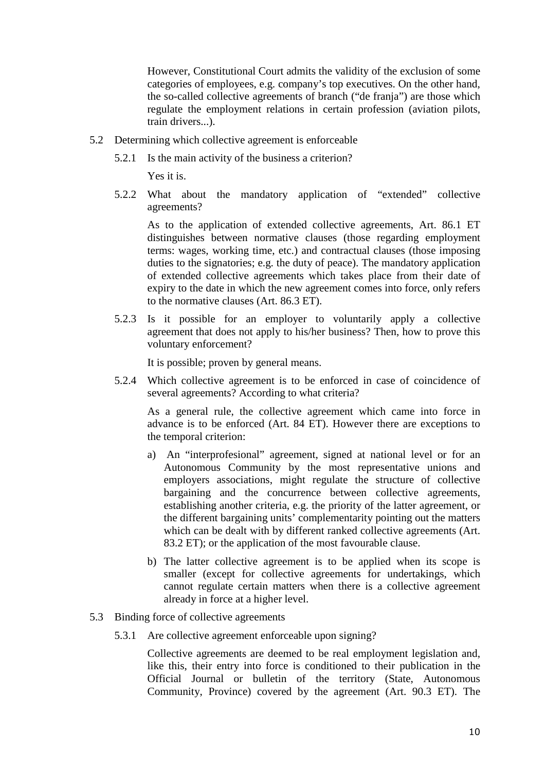However, Constitutional Court admits the validity of the exclusion of some categories of employees, e.g. company's top executives. On the other hand, the so-called collective agreements of branch ("de franja") are those which regulate the employment relations in certain profession (aviation pilots, train drivers...).

### 5.2 Determining which collective agreement is enforceable

#### 5.2.1 Is the main activity of the business a criterion?

Yes it is.

#### 5.2.2 What about the mandatory application of "extended" collective agreements?

As to the application of extended collective agreements, Art. 86.1 ET distinguishes between normative clauses (those regarding employment terms: wages, working time, etc.) and contractual clauses (those imposing duties to the signatories; e.g. the duty of peace). The mandatory application of extended collective agreements which takes place from their date of expiry to the date in which the new agreement comes into force, only refers to the normative clauses (Art. 86.3 ET).

#### 5.2.3 Is it possible for an employer to voluntarily apply a collective agreement that does not apply to his/her business? Then, how to prove this voluntary enforcement?

It is possible; proven by general means.

#### 5.2.4 Which collective agreement is to be enforced in case of coincidence of several agreements? According to what criteria?

As a general rule, the collective agreement which came into force in advance is to be enforced (Art. 84 ET). However there are exceptions to the temporal criterion:

a) An "interprofesional" agreement, signed at national level or for an Autonomous Community by the most representative unions and employers associations, might regulate the structure of collective bargaining and the concurrence between collective agreements, establishing another criteria, e.g. the priority of the latter agreement, or the different bargaining units' complementarity pointing out the matters which can be dealt with by different ranked collective agreements (Art. 83.2 ET); or the application of the most favourable clause.

b) The latter collective agreement is to be applied when its scope is smaller (except for collective agreements for undertakings, which cannot regulate certain matters when there is a collective agreement already in force at a higher level.

### 5.3 Binding force of collective agreements

#### 5.3.1 Are collective agreement enforceable upon signing?

Collective agreements are deemed to be real employment legislation and, like this, their entry into force is conditioned to their publication in the Official Journal or bulletin of the territory (State, Autonomous Community, Province) covered by the agreement (Art. 90.3 ET). The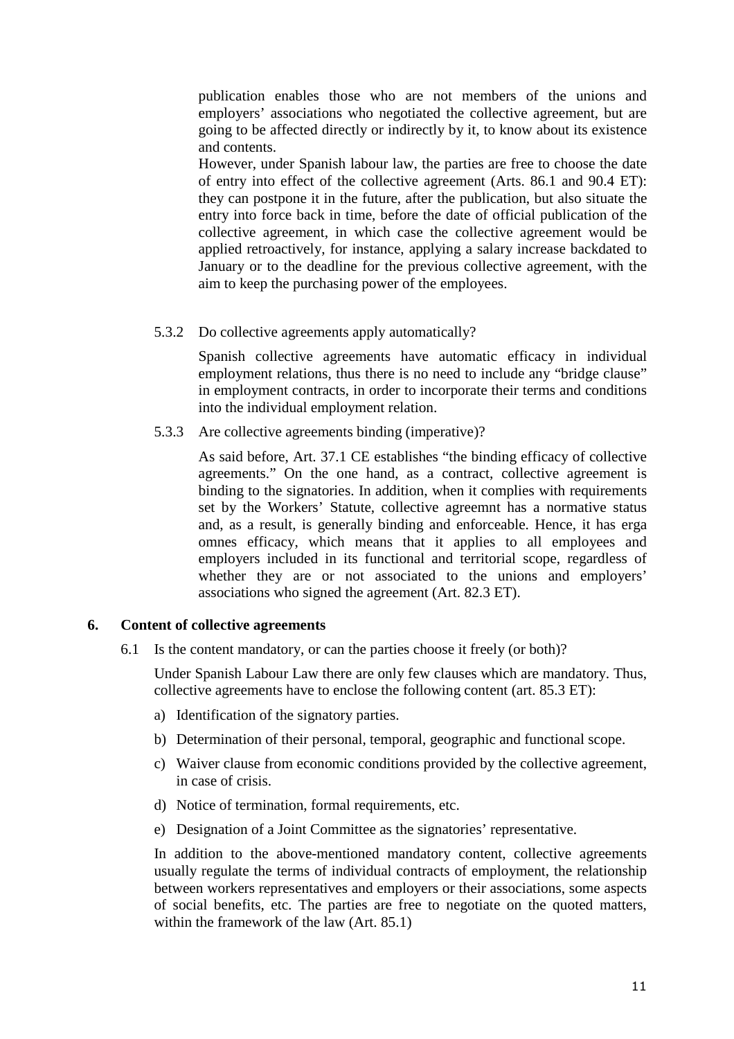publication enables those who are not members of the unions and employers' associations who negotiated the collective agreement, but are going to be affected directly or indirectly by it, to know about its existence and contents.

However, under Spanish labour law, the parties are free to choose the date of entry into effect of the collective agreement (Arts. 86.1 and 90.4 ET): they can postpone it in the future, after the publication, but also situate the entry into force back in time, before the date of official publication of the collective agreement, in which case the collective agreement would be applied retroactively, for instance, applying a salary increase backdated to January or to the deadline for the previous collective agreement, with the aim to keep the purchasing power of the employees.

#### 5.3.2 Do collective agreements apply automatically?

Spanish collective agreements have automatic efficacy in individual employment relations, thus there is no need to include any "bridge clause" in employment contracts, in order to incorporate their terms and conditions into the individual employment relation.

#### 5.3.3 Are collective agreements binding (imperative)?

As said before, Art. 37.1 CE establishes "the binding efficacy of collective agreements." On the one hand, as a contract, collective agreement is binding to the signatories. In addition, when it complies with requirements set by the Workers' Statute, collective agreemnt has a normative status and, as a result, is generally binding and enforceable. Hence, it has erga omnes efficacy, which means that it applies to all employees and employers included in its functional and territorial scope, regardless of whether they are or not associated to the unions and employers' associations who signed the agreement (Art. 82.3 ET).

## 6. Content of collective agreements

### 6.1 Is the content mandatory, or can the parties choose it freely (or both)?

Under Spanish Labour Law there are only few clauses which are mandatory. Thus, collective agreements have to enclose the following content (art. 85.3 ET):

a) Identification of the signatory parties.

b) Determination of their personal, temporal, geographic and functional scope.

c) Waiver clause from economic conditions provided by the collective agreement, in case of crisis.

d) Notice of termination, formal requirements, etc.

e) Designation of a Joint Committee as the signatories' representative.

In addition to the above-mentioned mandatory content, collective agreements usually regulate the terms of individual contracts of employment, the relationship between workers representatives and employers or their associations, some aspects of social benefits, etc. The parties are free to negotiate on the quoted matters, within the framework of the law (Art. 85.1)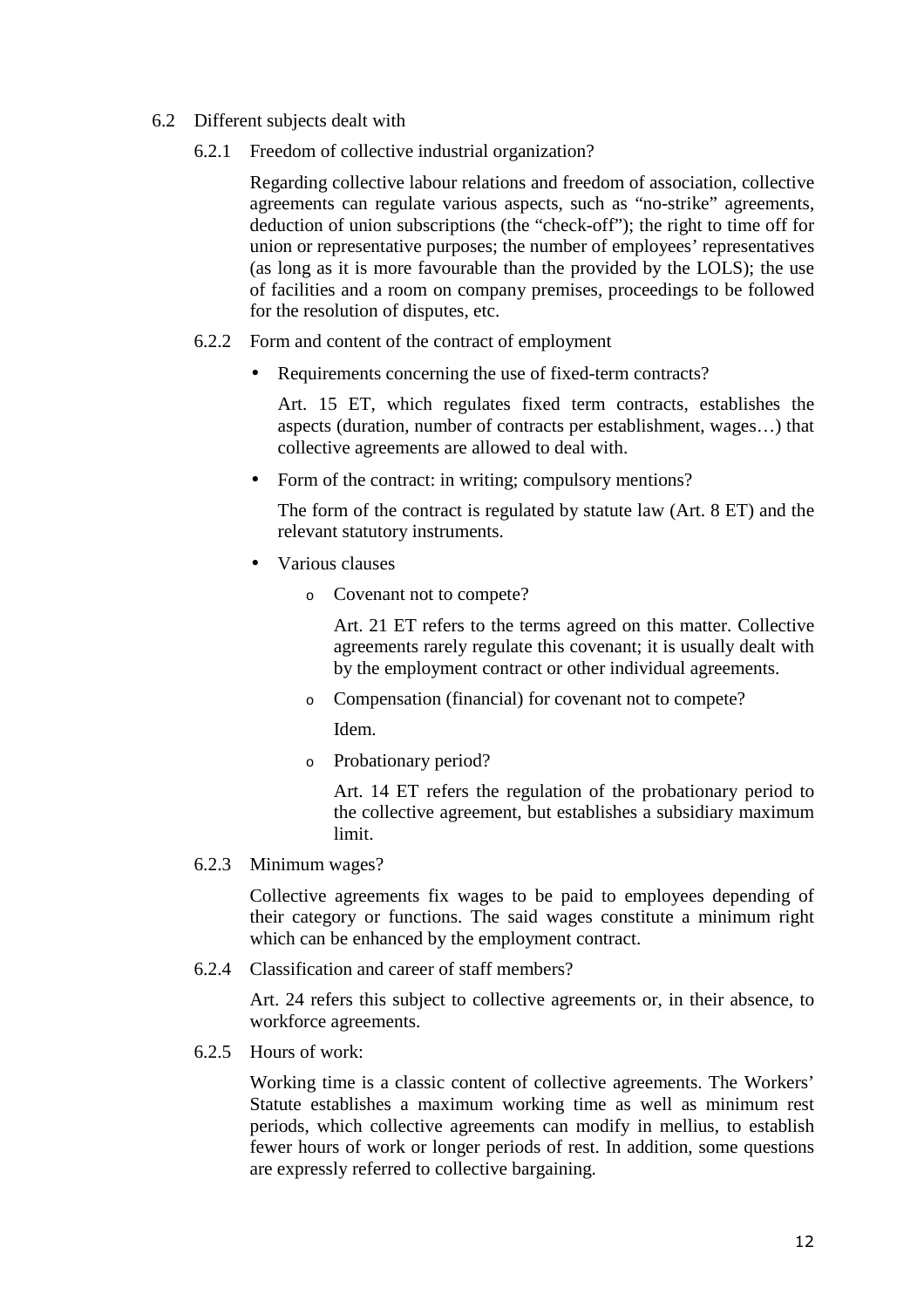## 6.2 Different subjects dealt with

### 6.2.1 Freedom of collective industrial organization?

Regarding collective labour relations and freedom of association, collective agreements can regulate various aspects, such as "no-strike" agreements, deduction of union subscriptions (the "check-off"); the right to time off for union or representative purposes; the number of employees' representatives (as long as it is more favourable than the provided by the LOLS); the use of facilities and a room on company premises, proceedings to be followed for the resolution of disputes, etc.

### 6.2.2 Form and content of the contract of employment

- Requirements concerning the use of fixed-term contracts?

  Art. 15 ET, which regulates fixed term contracts, establishes the aspects (duration, number of contracts per establishment, wages…) that collective agreements are allowed to deal with.

- Form of the contract: in writing; compulsory mentions?

  The form of the contract is regulated by statute law (Art. 8 ET) and the relevant statutory instruments.

- Various clauses
  - Covenant not to compete?

    Art. 21 ET refers to the terms agreed on this matter. Collective agreements rarely regulate this covenant; it is usually dealt with by the employment contract or other individual agreements.

  - Compensation (financial) for covenant not to compete?

    Idem.

  - Probationary period?

    Art. 14 ET refers the regulation of the probationary period to the collective agreement, but establishes a subsidiary maximum limit.

### 6.2.3 Minimum wages?

Collective agreements fix wages to be paid to employees depending of their category or functions. The said wages constitute a minimum right which can be enhanced by the employment contract.

### 6.2.4 Classification and career of staff members?

Art. 24 refers this subject to collective agreements or, in their absence, to workforce agreements.

### 6.2.5 Hours of work:

Working time is a classic content of collective agreements. The Workers' Statute establishes a maximum working time as well as minimum rest periods, which collective agreements can modify in mellius, to establish fewer hours of work or longer periods of rest. In addition, some questions are expressly referred to collective bargaining.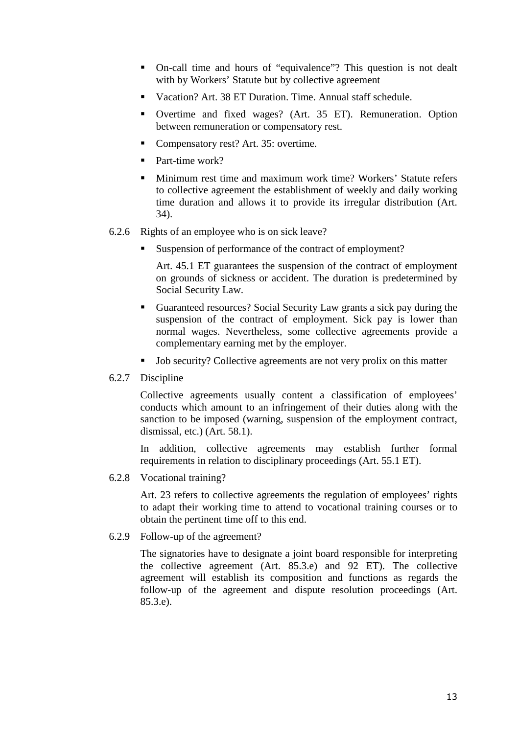- On-call time and hours of "equivalence"? This question is not dealt with by Workers' Statute but by collective agreement
- Vacation? Art. 38 ET Duration. Time. Annual staff schedule.
- Overtime and fixed wages? (Art. 35 ET). Remuneration. Option between remuneration or compensatory rest.
- Compensatory rest? Art. 35: overtime.
- Part-time work?
- Minimum rest time and maximum work time? Workers' Statute refers to collective agreement the establishment of weekly and daily working time duration and allows it to provide its irregular distribution (Art. 34).

6.2.6 Rights of an employee who is on sick leave?

- Suspension of performance of the contract of employment?

  Art. 45.1 ET guarantees the suspension of the contract of employment on grounds of sickness or accident. The duration is predetermined by Social Security Law.

- Guaranteed resources? Social Security Law grants a sick pay during the suspension of the contract of employment. Sick pay is lower than normal wages. Nevertheless, some collective agreements provide a complementary earning met by the employer.
- Job security? Collective agreements are not very prolix on this matter

6.2.7 Discipline

Collective agreements usually content a classification of employees' conducts which amount to an infringement of their duties along with the sanction to be imposed (warning, suspension of the employment contract, dismissal, etc.) (Art. 58.1).

In addition, collective agreements may establish further formal requirements in relation to disciplinary proceedings (Art. 55.1 ET).

6.2.8 Vocational training?

Art. 23 refers to collective agreements the regulation of employees' rights to adapt their working time to attend to vocational training courses or to obtain the pertinent time off to this end.

6.2.9 Follow-up of the agreement?

The signatories have to designate a joint board responsible for interpreting the collective agreement (Art. 85.3.e) and 92 ET). The collective agreement will establish its composition and functions as regards the follow-up of the agreement and dispute resolution proceedings (Art. 85.3.e).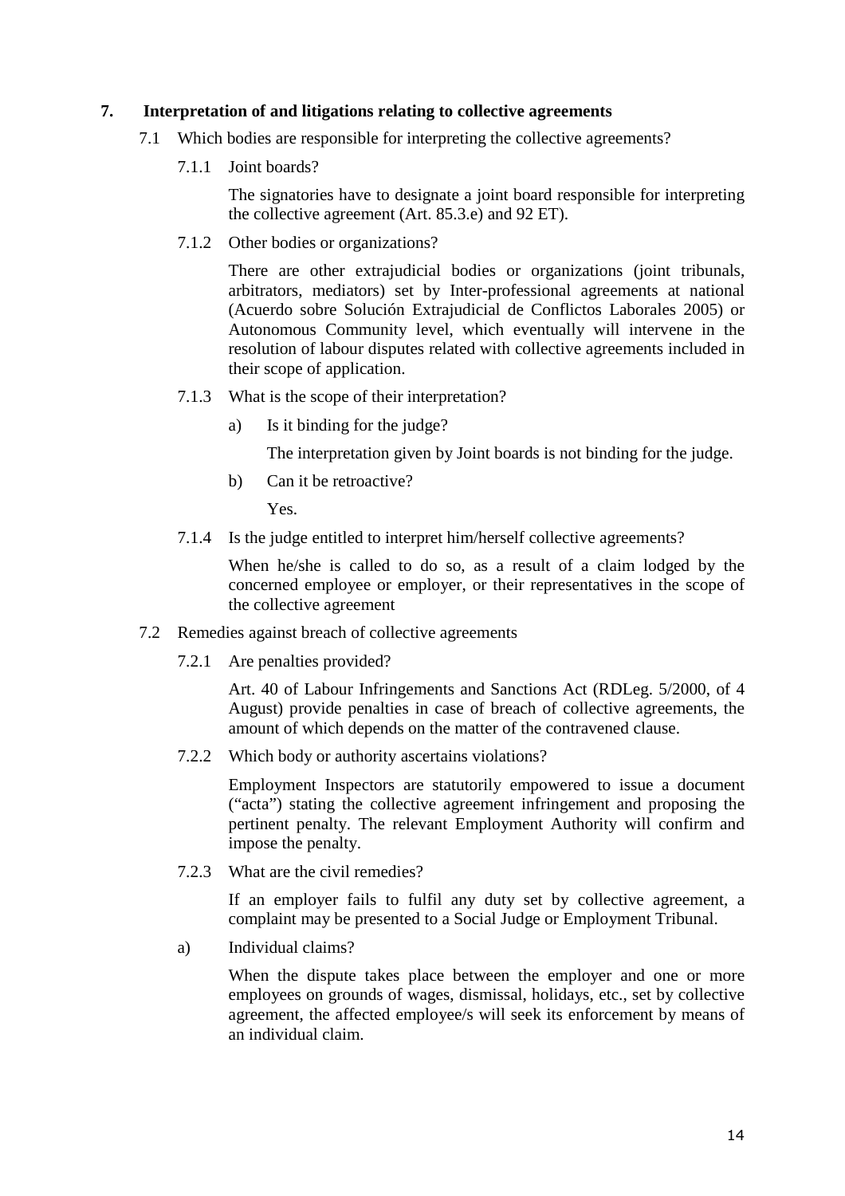## 7. Interpretation of and litigations relating to collective agreements

7.1 Which bodies are responsible for interpreting the collective agreements?

7.1.1 Joint boards?

The signatories have to designate a joint board responsible for interpreting the collective agreement (Art. 85.3.e) and 92 ET).

7.1.2 Other bodies or organizations?

There are other extrajudicial bodies or organizations (joint tribunals, arbitrators, mediators) set by Inter-professional agreements at national (Acuerdo sobre Solución Extrajudicial de Conflictos Laborales 2005) or Autonomous Community level, which eventually will intervene in the resolution of labour disputes related with collective agreements included in their scope of application.

7.1.3 What is the scope of their interpretation?

a) Is it binding for the judge?

The interpretation given by Joint boards is not binding for the judge.

b) Can it be retroactive?

Yes.

7.1.4 Is the judge entitled to interpret him/herself collective agreements?

When he/she is called to do so, as a result of a claim lodged by the concerned employee or employer, or their representatives in the scope of the collective agreement

7.2 Remedies against breach of collective agreements

7.2.1 Are penalties provided?

Art. 40 of Labour Infringements and Sanctions Act (RDLeg. 5/2000, of 4 August) provide penalties in case of breach of collective agreements, the amount of which depends on the matter of the contravened clause.

7.2.2 Which body or authority ascertains violations?

Employment Inspectors are statutorily empowered to issue a document ("acta") stating the collective agreement infringement and proposing the pertinent penalty. The relevant Employment Authority will confirm and impose the penalty.

7.2.3 What are the civil remedies?

If an employer fails to fulfil any duty set by collective agreement, a complaint may be presented to a Social Judge or Employment Tribunal.

a) Individual claims?

When the dispute takes place between the employer and one or more employees on grounds of wages, dismissal, holidays, etc., set by collective agreement, the affected employee/s will seek its enforcement by means of an individual claim.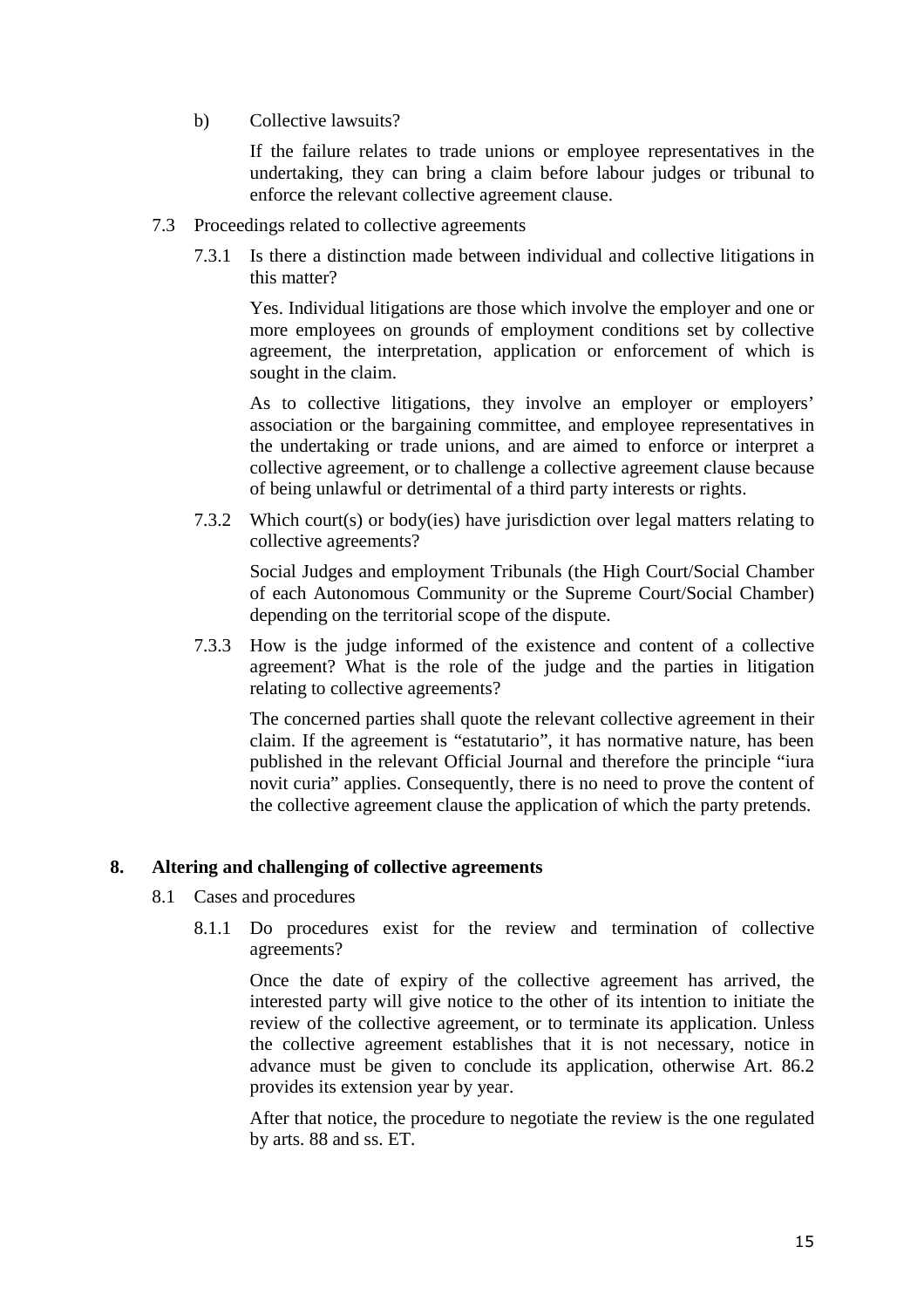b) Collective lawsuits?

If the failure relates to trade unions or employee representatives in the undertaking, they can bring a claim before labour judges or tribunal to enforce the relevant collective agreement clause.

7.3 Proceedings related to collective agreements

7.3.1 Is there a distinction made between individual and collective litigations in this matter?

Yes. Individual litigations are those which involve the employer and one or more employees on grounds of employment conditions set by collective agreement, the interpretation, application or enforcement of which is sought in the claim.

As to collective litigations, they involve an employer or employers' association or the bargaining committee, and employee representatives in the undertaking or trade unions, and are aimed to enforce or interpret a collective agreement, or to challenge a collective agreement clause because of being unlawful or detrimental of a third party interests or rights.

7.3.2 Which court(s) or body(ies) have jurisdiction over legal matters relating to collective agreements?

Social Judges and employment Tribunals (the High Court/Social Chamber of each Autonomous Community or the Supreme Court/Social Chamber) depending on the territorial scope of the dispute.

7.3.3 How is the judge informed of the existence and content of a collective agreement? What is the role of the judge and the parties in litigation relating to collective agreements?

The concerned parties shall quote the relevant collective agreement in their claim. If the agreement is "estatutario", it has normative nature, has been published in the relevant Official Journal and therefore the principle "iura novit curia" applies. Consequently, there is no need to prove the content of the collective agreement clause the application of which the party pretends.

## 8. Altering and challenging of collective agreements

8.1 Cases and procedures

8.1.1 Do procedures exist for the review and termination of collective agreements?

Once the date of expiry of the collective agreement has arrived, the interested party will give notice to the other of its intention to initiate the review of the collective agreement, or to terminate its application. Unless the collective agreement establishes that it is not necessary, notice in advance must be given to conclude its application, otherwise Art. 86.2 provides its extension year by year.

After that notice, the procedure to negotiate the review is the one regulated by arts. 88 and ss. ET.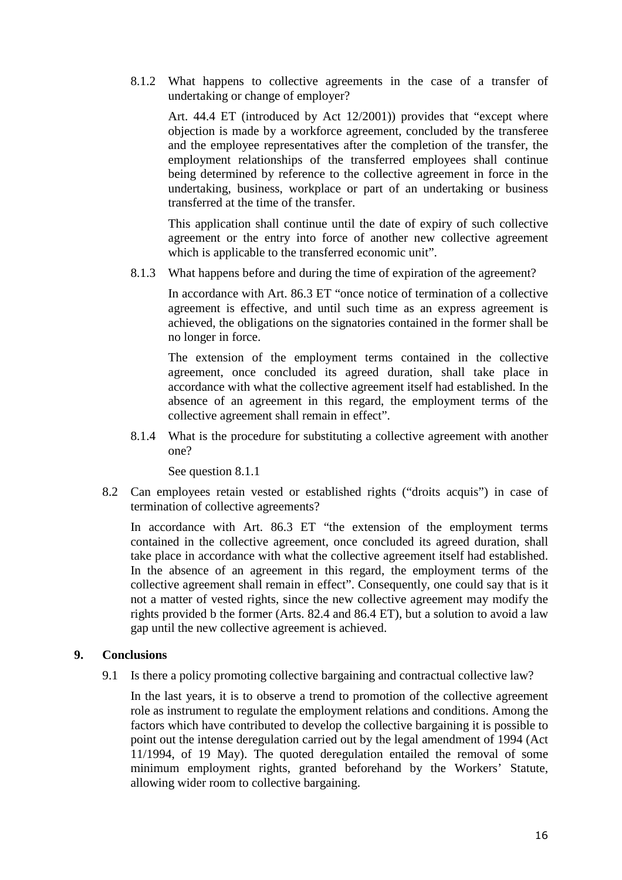8.1.2 What happens to collective agreements in the case of a transfer of undertaking or change of employer?

Art. 44.4 ET (introduced by Act 12/2001)) provides that "except where objection is made by a workforce agreement, concluded by the transferee and the employee representatives after the completion of the transfer, the employment relationships of the transferred employees shall continue being determined by reference to the collective agreement in force in the undertaking, business, workplace or part of an undertaking or business transferred at the time of the transfer.

This application shall continue until the date of expiry of such collective agreement or the entry into force of another new collective agreement which is applicable to the transferred economic unit".

8.1.3 What happens before and during the time of expiration of the agreement?

In accordance with Art. 86.3 ET "once notice of termination of a collective agreement is effective, and until such time as an express agreement is achieved, the obligations on the signatories contained in the former shall be no longer in force.

The extension of the employment terms contained in the collective agreement, once concluded its agreed duration, shall take place in accordance with what the collective agreement itself had established. In the absence of an agreement in this regard, the employment terms of the collective agreement shall remain in effect".

8.1.4 What is the procedure for substituting a collective agreement with another one?

See question 8.1.1

8.2 Can employees retain vested or established rights ("droits acquis") in case of termination of collective agreements?

In accordance with Art. 86.3 ET "the extension of the employment terms contained in the collective agreement, once concluded its agreed duration, shall take place in accordance with what the collective agreement itself had established. In the absence of an agreement in this regard, the employment terms of the collective agreement shall remain in effect". Consequently, one could say that is it not a matter of vested rights, since the new collective agreement may modify the rights provided b the former (Arts. 82.4 and 86.4 ET), but a solution to avoid a law gap until the new collective agreement is achieved.

## 9. Conclusions

9.1 Is there a policy promoting collective bargaining and contractual collective law?

In the last years, it is to observe a trend to promotion of the collective agreement role as instrument to regulate the employment relations and conditions. Among the factors which have contributed to develop the collective bargaining it is possible to point out the intense deregulation carried out by the legal amendment of 1994 (Act 11/1994, of 19 May). The quoted deregulation entailed the removal of some minimum employment rights, granted beforehand by the Workers' Statute, allowing wider room to collective bargaining.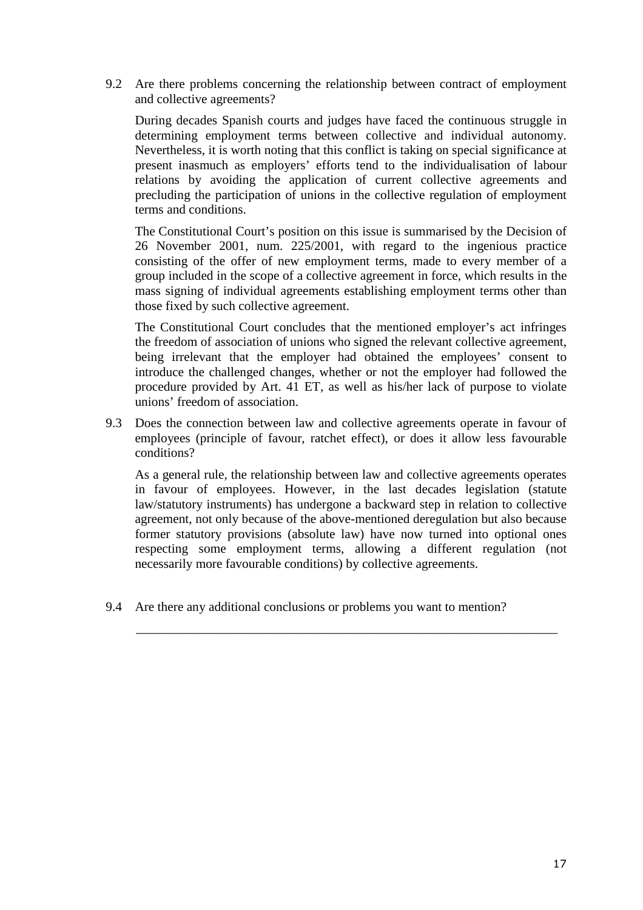9.2 Are there problems concerning the relationship between contract of employment and collective agreements?

During decades Spanish courts and judges have faced the continuous struggle in determining employment terms between collective and individual autonomy. Nevertheless, it is worth noting that this conflict is taking on special significance at present inasmuch as employers' efforts tend to the individualisation of labour relations by avoiding the application of current collective agreements and precluding the participation of unions in the collective regulation of employment terms and conditions.

The Constitutional Court's position on this issue is summarised by the Decision of 26 November 2001, num. 225/2001, with regard to the ingenious practice consisting of the offer of new employment terms, made to every member of a group included in the scope of a collective agreement in force, which results in the mass signing of individual agreements establishing employment terms other than those fixed by such collective agreement.

The Constitutional Court concludes that the mentioned employer's act infringes the freedom of association of unions who signed the relevant collective agreement, being irrelevant that the employer had obtained the employees' consent to introduce the challenged changes, whether or not the employer had followed the procedure provided by Art. 41 ET, as well as his/her lack of purpose to violate unions' freedom of association.

9.3 Does the connection between law and collective agreements operate in favour of employees (principle of favour, ratchet effect), or does it allow less favourable conditions?

As a general rule, the relationship between law and collective agreements operates in favour of employees. However, in the last decades legislation (statute law/statutory instruments) has undergone a backward step in relation to collective agreement, not only because of the above-mentioned deregulation but also because former statutory provisions (absolute law) have now turned into optional ones respecting some employment terms, allowing a different regulation (not necessarily more favourable conditions) by collective agreements.

9.4 Are there any additional conclusions or problems you want to mention?

---